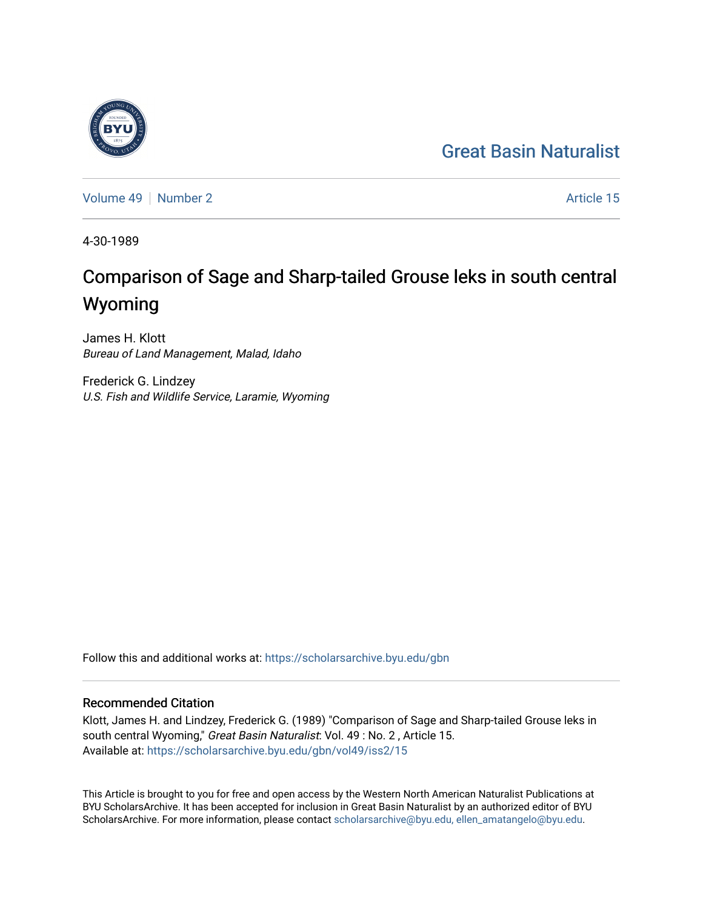Great Basin Naturalist

Volume 49 | Number 2 | Article 15

4-30-1989

# Comparison of Sage and Sharp-tailed Grouse leks in south central Wyoming

James H. Klott
*Bureau of Land Management, Malad, Idaho*

Frederick G. Lindzey
*U.S. Fish and Wildlife Service, Laramie, Wyoming*

Follow this and additional works at: https://scholarsarchive.byu.edu/gbn

## Recommended Citation

Klott, James H. and Lindzey, Frederick G. (1989) "Comparison of Sage and Sharp-tailed Grouse leks in south central Wyoming," *Great Basin Naturalist*: Vol. 49 : No. 2 , Article 15.
Available at: https://scholarsarchive.byu.edu/gbn/vol49/iss2/15

This Article is brought to you for free and open access by the Western North American Naturalist Publications at BYU ScholarsArchive. It has been accepted for inclusion in Great Basin Naturalist by an authorized editor of BYU ScholarsArchive. For more information, please contact scholarsarchive@byu.edu, ellen_amatangelo@byu.edu.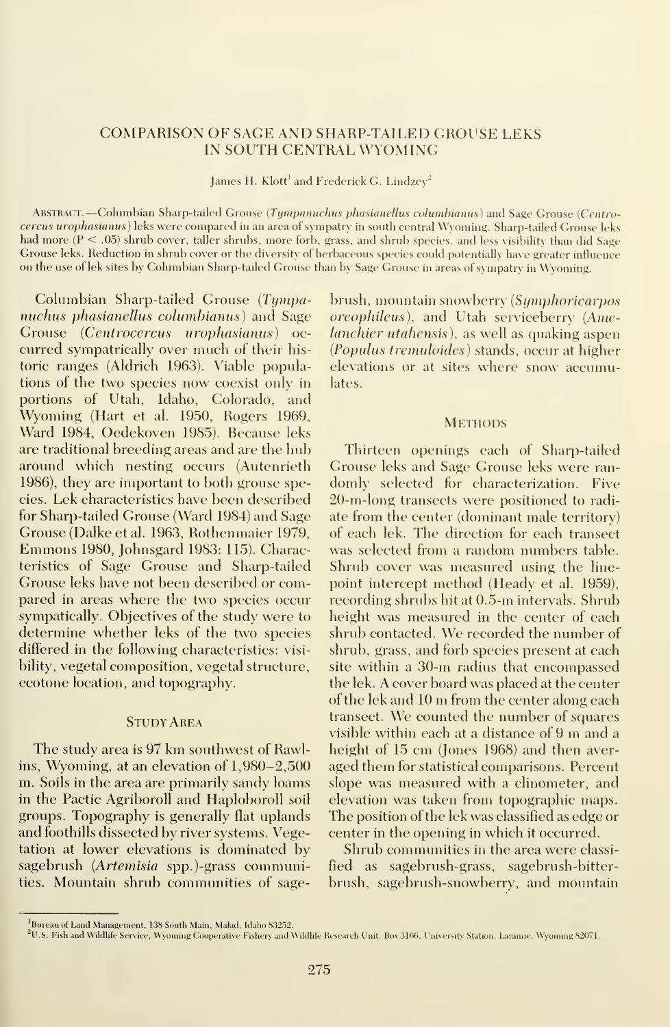# COMPARISON OF SAGE AND SHARP-TAILED GROUSE LEKS IN SOUTH CENTRAL WYOMING

James H. Klott[1] and Frederick G. Lindzey[2]

ABSTRACT.—Columbian Sharp-tailed Grouse (*Tympanuchus phasianellus columbianus*) and Sage Grouse (*Centrocercus urophasianus*) leks were compared in an area of sympatry in south central Wyoming. Sharp-tailed Grouse leks had more ($P < .05$) shrub cover, taller shrubs, more forb, grass, and shrub species, and less visibility than did Sage Grouse leks. Reduction in shrub cover or the diversity of herbaceous species could potentially have greater influence on the use of lek sites by Columbian Sharp-tailed Grouse than by Sage Grouse in areas of sympatry in Wyoming.

Columbian Sharp-tailed Grouse (*Tympanuchus phasianellus columbianus*) and Sage Grouse (*Centrocercus urophasianus*) occurred sympatrically over much of their historic ranges (Aldrich 1963). Viable populations of the two species now coexist only in portions of Utah, Idaho, Colorado, and Wyoming (Hart et al. 1950, Rogers 1969, Ward 1984, Oedekoven 1985). Because leks are traditional breeding areas and are the hub around which nesting occurs (Autenrieth 1986), they are important to both grouse species. Lek characteristics have been described for Sharp-tailed Grouse (Ward 1984) and Sage Grouse (Dalke et al. 1963, Rothenmaier 1979, Emmons 1980, Johnsgard 1983: 115). Characteristics of Sage Grouse and Sharp-tailed Grouse leks have not been described or compared in areas where the two species occur sympatically. Objectives of the study were to determine whether leks of the two species differed in the following characteristics: visibility, vegetal composition, vegetal structure, ecotone location, and topography.

## STUDY AREA

The study area is 97 km southwest of Rawlins, Wyoming, at an elevation of 1,980–2,500 m. Soils in the area are primarily sandy loams in the Pactic Agriboroll and Haploboroll soil groups. Topography is generally flat uplands and foothills dissected by river systems. Vegetation at lower elevations is dominated by sagebrush (*Artemisia* spp.)-grass communities. Mountain shrub communities of sagebrush, mountain snowberry (*Symphoricarpos oreophileus*), and Utah serviceberry (*Amelanchier utahensis*), as well as quaking aspen (*Populus tremuloides*) stands, occur at higher elevations or at sites where snow accumulates.

## METHODS

Thirteen openings each of Sharp-tailed Grouse leks and Sage Grouse leks were randomly selected for characterization. Five 20-m-long transects were positioned to radiate from the center (dominant male territory) of each lek. The direction for each transect was selected from a random numbers table. Shrub cover was measured using the line-point intercept method (Heady et al. 1959), recording shrubs hit at 0.5-m intervals. Shrub height was measured in the center of each shrub contacted. We recorded the number of shrub, grass, and forb species present at each site within a 30-m radius that encompassed the lek. A cover board was placed at the center of the lek and 10 m from the center along each transect. We counted the number of squares visible within each at a distance of 9 m and a height of 15 cm (Jones 1968) and then averaged them for statistical comparisons. Percent slope was measured with a clinometer, and elevation was taken from topographic maps. The position of the lek was classified as edge or center in the opening in which it occurred.

Shrub communities in the area were classified as sagebrush-grass, sagebrush-bitterbrush, sagebrush-snowberry, and mountain

[1]Bureau of Land Management, 138 South Main, Malad, Idaho 83252.

[2]U.S. Fish and Wildlife Service, Wyoming Cooperative Fishery and Wildlife Research Unit, Box 3166, University Station, Laramie, Wyoming 82071.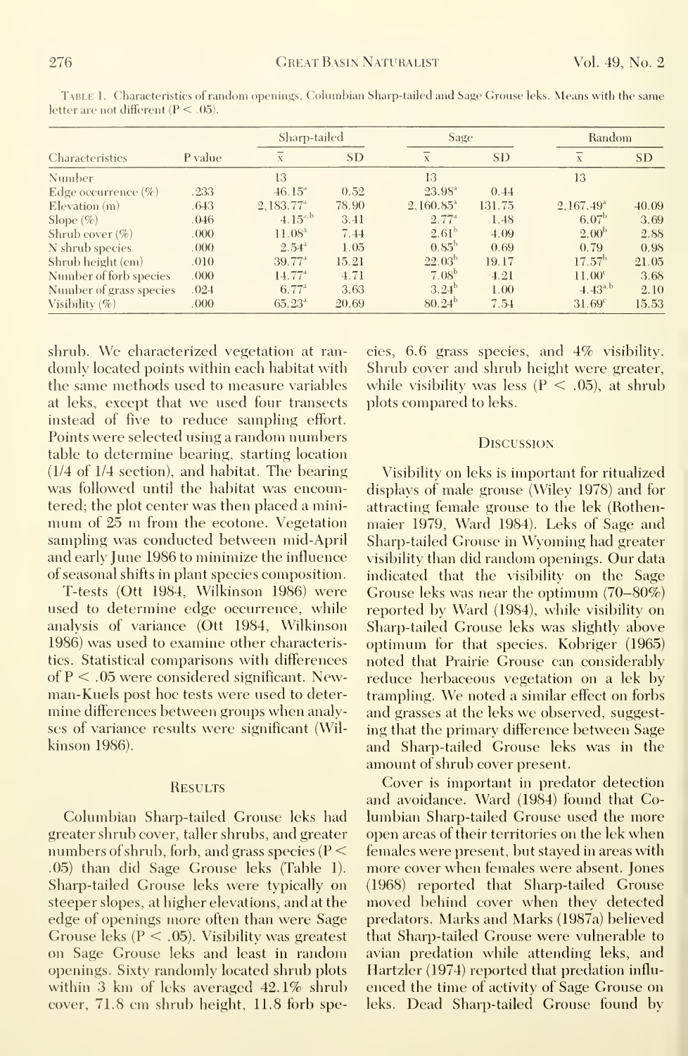Table 1. Characteristics of random openings, Columbian Sharp-tailed and Sage Grouse leks. Means with the same letter are not different ($P < .05$).

| Characteristics | P value | Sharp-tailed | | Sage | | Random | |
|---|---|---|---|---|---|---|---|
| | | $\bar{x}$ | SD | $\bar{x}$ | SD | $\bar{x}$ | SD |
| Number | | 13 | | 13 | | 13 | |
| Edge occurrence (%) | .233 | 46.15[a] | 0.52 | 23.98[a] | 0.44 | | |
| Elevation (m) | .643 | 2,183.77[a] | 78.90 | 2,160.85[a] | 131.75 | 2,167.49[a] | 40.09 |
| Slope (%) | .046 | 4.15[a,b] | 3.41 | 2.77[a] | 1.48 | 6.07[b] | 3.69 |
| Shrub cover (%) | .000 | 11.08[a] | 7.44 | 2.61[b] | 4.09 | 2.00[b] | 2.88 |
| N shrub species | .000 | 2.54[a] | 1.05 | 0.85[b] | 0.69 | 0.79 | 0.98 |
| Shrub height (cm) | .010 | 39.77[a] | 15.21 | 22.03[b] | 19.17 | 17.57[b] | 21.05 |
| Number of forb species | .000 | 14.77[a] | 4.71 | 7.08[b] | 4.21 | 11.00[c] | 3.68 |
| Number of grass species | .024 | 6.77[a] | 3.63 | 3.24[b] | 1.00 | 4.43[a,b] | 2.10 |
| Visibility (%) | .000 | 65.23[a] | 20.69 | 80.24[b] | 7.54 | 31.69[c] | 15.53 |

shrub. We characterized vegetation at randomly located points within each habitat with the same methods used to measure variables at leks, except that we used four transects instead of five to reduce sampling effort. Points were selected using a random numbers table to determine bearing, starting location (1/4 of 1/4 section), and habitat. The bearing was followed until the habitat was encountered; the plot center was then placed a minimum of 25 m from the ecotone. Vegetation sampling was conducted between mid-April and early June 1986 to minimize the influence of seasonal shifts in plant species composition.

T-tests (Ott 1984, Wilkinson 1986) were used to determine edge occurrence, while analysis of variance (Ott 1984, Wilkinson 1986) was used to examine other characteristics. Statistical comparisons with differences of $P < .05$ were considered significant. Newman-Kuels post hoc tests were used to determine differences between groups when analyses of variance results were significant (Wilkinson 1986).

## Results

Columbian Sharp-tailed Grouse leks had greater shrub cover, taller shrubs, and greater numbers of shrub, forb, and grass species ($P < .05$) than did Sage Grouse leks (Table 1). Sharp-tailed Grouse leks were typically on steeper slopes, at higher elevations, and at the edge of openings more often than were Sage Grouse leks ($P < .05$). Visibility was greatest on Sage Grouse leks and least in random openings. Sixty randomly located shrub plots within 3 km of leks averaged 42.1% shrub cover, 71.8 cm shrub height, 11.8 forb species, 6.6 grass species, and 4% visibility. Shrub cover and shrub height were greater, while visibility was less ($P < .05$), at shrub plots compared to leks.

## Discussion

Visibility on leks is important for ritualized displays of male grouse (Wiley 1978) and for attracting female grouse to the lek (Rothenmaier 1979, Ward 1984). Leks of Sage and Sharp-tailed Grouse in Wyoming had greater visibility than did random openings. Our data indicated that the visibility on the Sage Grouse leks was near the optimum (70–80%) reported by Ward (1984), while visibility on Sharp-tailed Grouse leks was slightly above optimum for that species. Kobriger (1965) noted that Prairie Grouse can considerably reduce herbaceous vegetation on a lek by trampling. We noted a similar effect on forbs and grasses at the leks we observed, suggesting that the primary difference between Sage and Sharp-tailed Grouse leks was in the amount of shrub cover present.

Cover is important in predator detection and avoidance. Ward (1984) found that Columbian Sharp-tailed Grouse used the more open areas of their territories on the lek when females were present, but stayed in areas with more cover when females were absent. Jones (1968) reported that Sharp-tailed Grouse moved behind cover when they detected predators. Marks and Marks (1987a) believed that Sharp-tailed Grouse were vulnerable to avian predation while attending leks, and Hartzler (1974) reported that predation influenced the time of activity of Sage Grouse on leks. Dead Sharp-tailed Grouse found by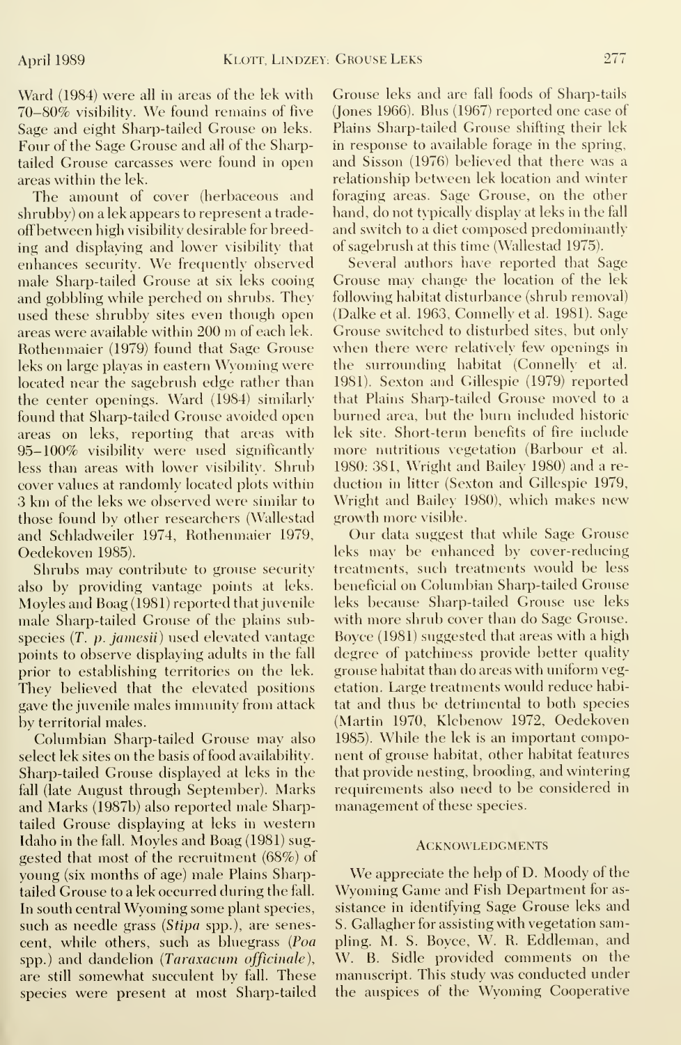Ward (1984) were all in areas of the lek with 70–80% visibility. We found remains of five Sage and eight Sharp-tailed Grouse on leks. Four of the Sage Grouse and all of the Sharp-tailed Grouse carcasses were found in open areas within the lek.

The amount of cover (herbaceous and shrubby) on a lek appears to represent a trade-off between high visibility desirable for breeding and displaying and lower visibility that enhances security. We frequently observed male Sharp-tailed Grouse at six leks cooing and gobbling while perched on shrubs. They used these shrubby sites even though open areas were available within 200 m of each lek. Rothenmaier (1979) found that Sage Grouse leks on large playas in eastern Wyoming were located near the sagebrush edge rather than the center openings. Ward (1984) similarly found that Sharp-tailed Grouse avoided open areas on leks, reporting that areas with 95–100% visibility were used significantly less than areas with lower visibility. Shrub cover values at randomly located plots within 3 km of the leks we observed were similar to those found by other researchers (Wallestad and Schladweiler 1974, Rothenmaier 1979, Oedekoven 1985).

Shrubs may contribute to grouse security also by providing vantage points at leks. Moyles and Boag (1981) reported that juvenile male Sharp-tailed Grouse of the plains subspecies (*T. p. jamesii*) used elevated vantage points to observe displaying adults in the fall prior to establishing territories on the lek. They believed that the elevated positions gave the juvenile males immunity from attack by territorial males.

Columbian Sharp-tailed Grouse may also select lek sites on the basis of food availability. Sharp-tailed Grouse displayed at leks in the fall (late August through September). Marks and Marks (1987b) also reported male Sharp-tailed Grouse displaying at leks in western Idaho in the fall. Moyles and Boag (1981) suggested that most of the recruitment (68%) of young (six months of age) male Plains Sharp-tailed Grouse to a lek occurred during the fall. In south central Wyoming some plant species, such as needle grass (*Stipa* spp.), are senescent, while others, such as bluegrass (*Poa* spp.) and dandelion (*Taraxacum officinale*), are still somewhat succulent by fall. These species were present at most Sharp-tailed Grouse leks and are fall foods of Sharp-tails (Jones 1966). Blus (1967) reported one case of Plains Sharp-tailed Grouse shifting their lek in response to available forage in the spring, and Sisson (1976) believed that there was a relationship between lek location and winter foraging areas. Sage Grouse, on the other hand, do not typically display at leks in the fall and switch to a diet composed predominantly of sagebrush at this time (Wallestad 1975).

Several authors have reported that Sage Grouse may change the location of the lek following habitat disturbance (shrub removal) (Dalke et al. 1963, Connelly et al. 1981). Sage Grouse switched to disturbed sites, but only when there were relatively few openings in the surrounding habitat (Connelly et al. 1981). Sexton and Gillespie (1979) reported that Plains Sharp-tailed Grouse moved to a burned area, but the burn included historic lek site. Short-term benefits of fire include more nutritious vegetation (Barbour et al. 1980: 381, Wright and Bailey 1980) and a reduction in litter (Sexton and Gillespie 1979, Wright and Bailey 1980), which makes new growth more visible.

Our data suggest that while Sage Grouse leks may be enhanced by cover-reducing treatments, such treatments would be less beneficial on Columbian Sharp-tailed Grouse leks because Sharp-tailed Grouse use leks with more shrub cover than do Sage Grouse. Boyce (1981) suggested that areas with a high degree of patchiness provide better quality grouse habitat than do areas with uniform vegetation. Large treatments would reduce habitat and thus be detrimental to both species (Martin 1970, Klebenow 1972, Oedekoven 1985). While the lek is an important component of grouse habitat, other habitat features that provide nesting, brooding, and wintering requirements also need to be considered in management of these species.

## Acknowledgments

We appreciate the help of D. Moody of the Wyoming Game and Fish Department for assistance in identifying Sage Grouse leks and S. Gallagher for assisting with vegetation sampling. M. S. Boyce, W. R. Eddleman, and W. B. Sidle provided comments on the manuscript. This study was conducted under the auspices of the Wyoming Cooperative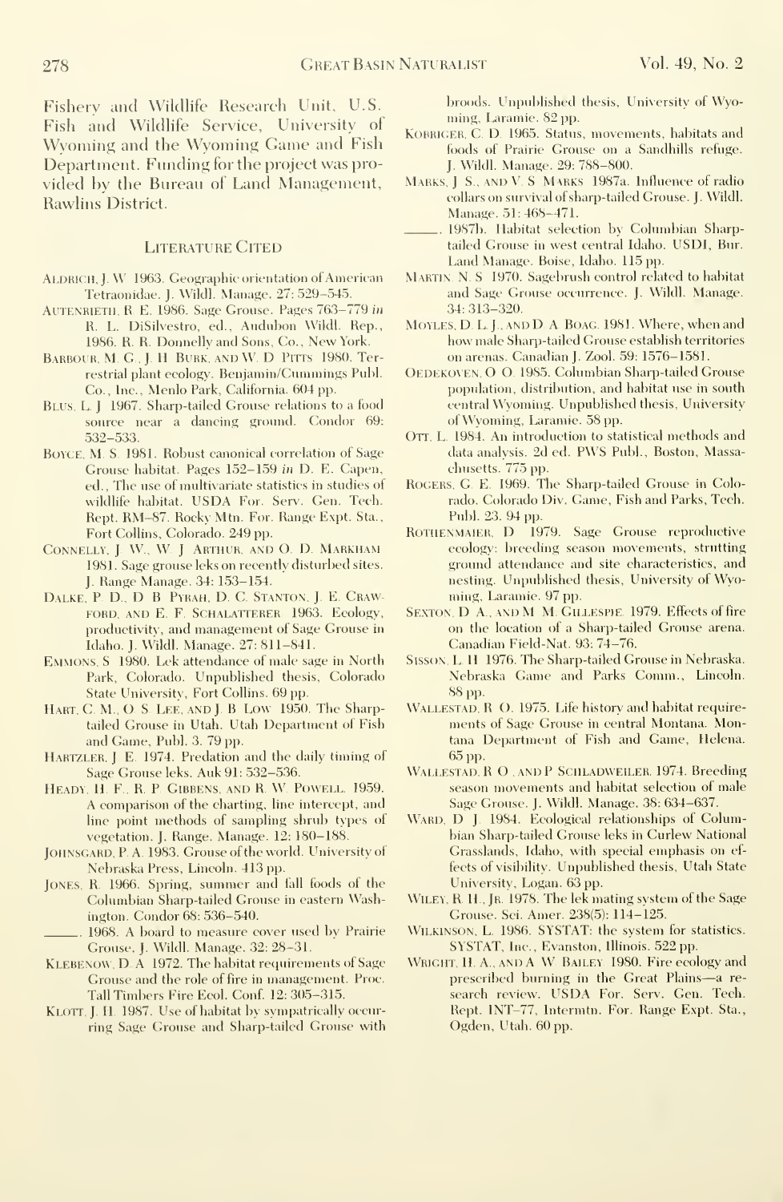Fishery and Wildlife Research Unit, U.S. Fish and Wildlife Service, University of Wyoming and the Wyoming Game and Fish Department. Funding for the project was provided by the Bureau of Land Management, Rawlins District.

## Literature Cited

Aldrich, J. W. 1963. Geographic orientation of American Tetraonidae. J. Wildl. Manage. 27: 529–545.

Autenrieth, R. E. 1986. Sage Grouse. Pages 763–779 *in* R. L. DiSilvestro, ed., Audubon Wildl. Rep., 1986. R. R. Donnelly and Sons, Co., New York.

Barbour, M. G., J. H. Burk, and W. D. Pitts. 1980. Terrestrial plant ecology. Benjamin/Cummings Publ. Co., Inc., Menlo Park, California. 604 pp.

Blus, L. J. 1967. Sharp-tailed Grouse relations to a food source near a dancing ground. Condor 69: 532–533.

Boyce, M. S. 1981. Robust canonical correlation of Sage Grouse habitat. Pages 152–159 *in* D. E. Capen, ed., The use of multivariate statistics in studies of wildlife habitat. USDA For. Serv. Gen. Tech. Rept. RM-87. Rocky Mtn. For. Range Expt. Sta., Fort Collins, Colorado. 249 pp.

Connelly, J. W., W. J. Arthur, and O. D. Markham. 1981. Sage grouse leks on recently disturbed sites. J. Range Manage. 34: 153–154.

Dalke, P. D., D. B. Pyrah, D. C. Stanton, J. E. Crawford, and E. F. Schalatterer. 1963. Ecology, productivity, and management of Sage Grouse in Idaho. J. Wildl. Manage. 27: 811–841.

Emmons, S. 1980. Lek attendance of male sage in North Park, Colorado. Unpublished thesis, Colorado State University, Fort Collins. 69 pp.

Hart, C. M., O. S. Lee, and J. B. Low. 1950. The Sharp-tailed Grouse in Utah. Utah Department of Fish and Game, Publ. 3. 79 pp.

Hartzler, J. E. 1974. Predation and the daily timing of Sage Grouse leks. Auk 91: 532–536.

Heady, H. F., R. P. Gibbens, and R. W. Powell. 1959. A comparison of the charting, line intercept, and line point methods of sampling shrub types of vegetation. J. Range. Manage. 12: 180–188.

Johnsgard, P. A. 1983. Grouse of the world. University of Nebraska Press, Lincoln. 413 pp.

Jones, R. 1966. Spring, summer and fall foods of the Columbian Sharp-tailed Grouse in eastern Washington. Condor 68: 536–540.

______. 1968. A board to measure cover used by Prairie Grouse. J. Wildl. Manage. 32: 28–31.

Klebenow, D. A. 1972. The habitat requirements of Sage Grouse and the role of fire in management. Proc. Tall Timbers Fire Ecol. Conf. 12: 305–315.

Klott, J. H. 1987. Use of habitat by sympatrically occurring Sage Grouse and Sharp-tailed Grouse with broods. Unpublished thesis, University of Wyoming, Laramie. 82 pp.

Kobriger, G. D. 1965. Status, movements, habitats and foods of Prairie Grouse on a Sandhills refuge. J. Wildl. Manage. 29: 788–800.

Marks, J. S., and V. S. Marks. 1987a. Influence of radio collars on survival of sharp-tailed Grouse. J. Wildl. Manage. 51: 468–471.

______. 1987b. Habitat selection by Columbian Sharp-tailed Grouse in west central Idaho. USDI, Bur. Land Manage. Boise, Idaho. 115 pp.

Martin, N. S. 1970. Sagebrush control related to habitat and Sage Grouse occurrence. J. Wildl. Manage. 34: 313–320.

Moyles, D. L. J., and D. A. Boag. 1981. Where, when and how male Sharp-tailed Grouse establish territories on arenas. Canadian J. Zool. 59: 1576–1581.

Oedekoven, O. O. 1985. Columbian Sharp-tailed Grouse population, distribution, and habitat use in south central Wyoming. Unpublished thesis, University of Wyoming, Laramie. 58 pp.

Ott, L. 1984. An introduction to statistical methods and data analysis. 2d ed. PWS Publ., Boston, Massachusetts. 775 pp.

Rogers, G. E. 1969. The Sharp-tailed Grouse in Colorado. Colorado Div. Game, Fish and Parks, Tech. Publ. 23. 94 pp.

Rothenmaier, D. 1979. Sage Grouse reproductive ecology: breeding season movements, strutting ground attendance and site characteristics, and nesting. Unpublished thesis, University of Wyoming, Laramie. 97 pp.

Sexton, D. A., and M. M. Gillespie. 1979. Effects of fire on the location of a Sharp-tailed Grouse arena. Canadian Field-Nat. 93: 74–76.

Sisson, L. H. 1976. The Sharp-tailed Grouse in Nebraska. Nebraska Game and Parks Comm., Lincoln. 88 pp.

Wallestad, R. O. 1975. Life history and habitat requirements of Sage Grouse in central Montana. Montana Department of Fish and Game, Helena. 65 pp.

Wallestad, R. O., and P. Schladweiler. 1974. Breeding season movements and habitat selection of male Sage Grouse. J. Wildl. Manage. 38: 634–637.

Ward, D. J. 1984. Ecological relationships of Columbian Sharp-tailed Grouse leks in Curlew National Grasslands, Idaho, with special emphasis on effects of visibility. Unpublished thesis, Utah State University, Logan. 63 pp.

Wiley, R. H., Jr. 1978. The lek mating system of the Sage Grouse. Sci. Amer. 238(5): 114–125.

Wilkinson, L. 1986. SYSTAT: the system for statistics. SYSTAT, Inc., Evanston, Illinois. 522 pp.

Wright, H. A., and A. W. Bailey. 1980. Fire ecology and prescribed burning in the Great Plains—a research review. USDA For. Serv. Gen. Tech. Rept. INT-77, Intermtn. For. Range Expt. Sta., Ogden, Utah. 60 pp.